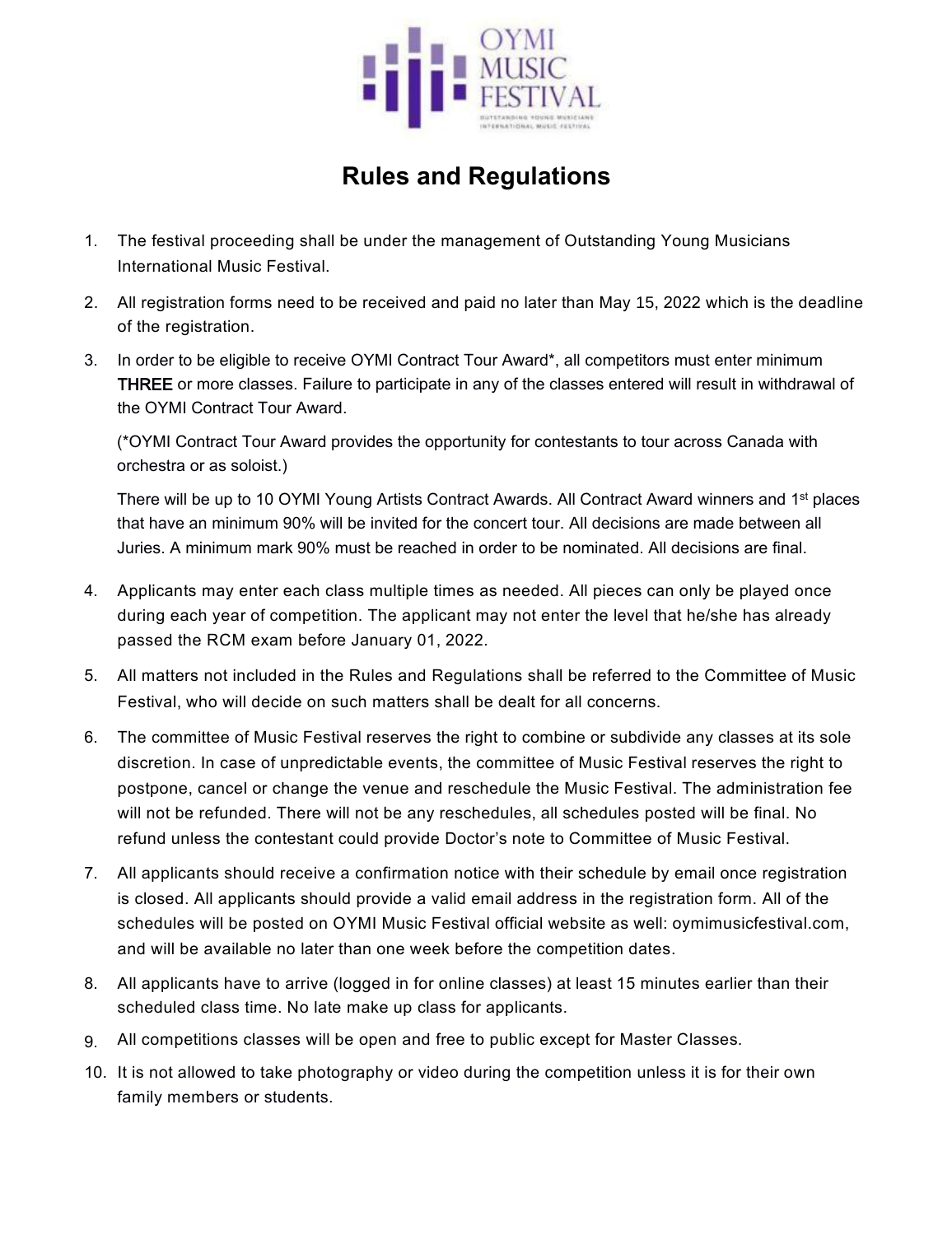# Rules and Regulations

1. The festival proceeding shall be under the management of Outstanding Young Musicians International Music Festival.

2. All registration forms need to be received and paid no later than May 15, 2022 which is the deadline of the registration.

3. In order to be eligible to receive OYMI Contract Tour Award*, all competitors must enter minimum **THREE** or more classes. Failure to participate in any of the classes entered will result in withdrawal of the OYMI Contract Tour Award.

   (*OYMI Contract Tour Award provides the opportunity for contestants to tour across Canada with orchestra or as soloist.)

   There will be up to 10 OYMI Young Artists Contract Awards. All Contract Award winners and 1st places that have an minimum 90% will be invited for the concert tour. All decisions are made between all Juries. A minimum mark 90% must be reached in order to be nominated. All decisions are final.

4. Applicants may enter each class multiple times as needed. All pieces can only be played once during each year of competition. The applicant may not enter the level that he/she has already passed the RCM exam before January 01, 2022.

5. All matters not included in the Rules and Regulations shall be referred to the Committee of Music Festival, who will decide on such matters shall be dealt for all concerns.

6. The committee of Music Festival reserves the right to combine or subdivide any classes at its sole discretion. In case of unpredictable events, the committee of Music Festival reserves the right to postpone, cancel or change the venue and reschedule the Music Festival. The administration fee will not be refunded. There will not be any reschedules, all schedules posted will be final. No refund unless the contestant could provide Doctor's note to Committee of Music Festival.

7. All applicants should receive a confirmation notice with their schedule by email once registration is closed. All applicants should provide a valid email address in the registration form. All of the schedules will be posted on OYMI Music Festival official website as well: oymimusicfestival.com, and will be available no later than one week before the competition dates.

8. All applicants have to arrive (logged in for online classes) at least 15 minutes earlier than their scheduled class time. No late make up class for applicants.

9. All competitions classes will be open and free to public except for Master Classes.

10. It is not allowed to take photography or video during the competition unless it is for their own family members or students.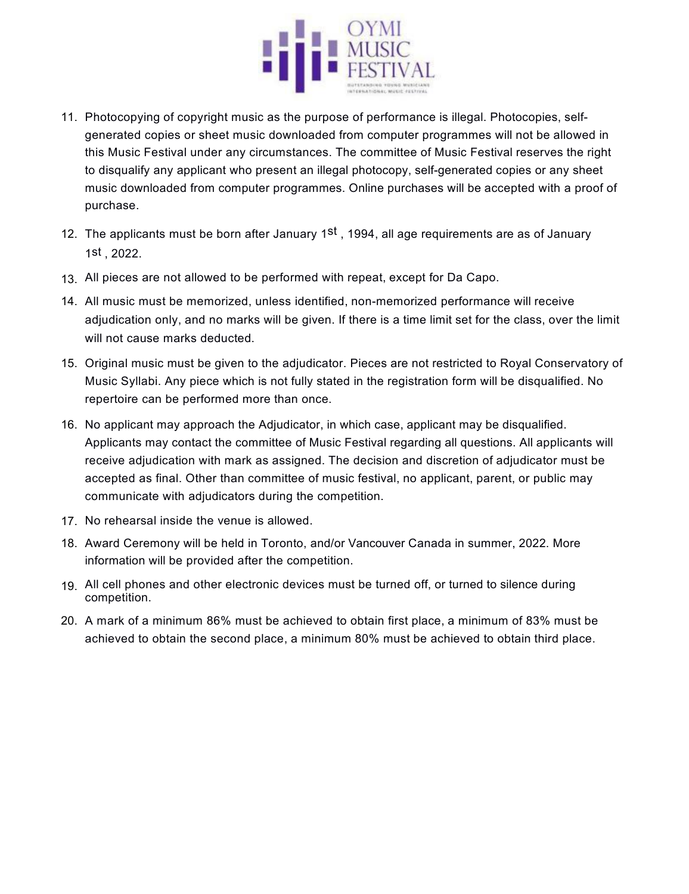11. Photocopying of copyright music as the purpose of performance is illegal. Photocopies, self-generated copies or sheet music downloaded from computer programmes will not be allowed in this Music Festival under any circumstances. The committee of Music Festival reserves the right to disqualify any applicant who present an illegal photocopy, self-generated copies or any sheet music downloaded from computer programmes. Online purchases will be accepted with a proof of purchase.
12. The applicants must be born after January 1st , 1994, all age requirements are as of January 1st , 2022.
13. All pieces are not allowed to be performed with repeat, except for Da Capo.
14. All music must be memorized, unless identified, non-memorized performance will receive adjudication only, and no marks will be given. If there is a time limit set for the class, over the limit will not cause marks deducted.
15. Original music must be given to the adjudicator. Pieces are not restricted to Royal Conservatory of Music Syllabi. Any piece which is not fully stated in the registration form will be disqualified. No repertoire can be performed more than once.
16. No applicant may approach the Adjudicator, in which case, applicant may be disqualified. Applicants may contact the committee of Music Festival regarding all questions. All applicants will receive adjudication with mark as assigned. The decision and discretion of adjudicator must be accepted as final. Other than committee of music festival, no applicant, parent, or public may communicate with adjudicators during the competition.
17. No rehearsal inside the venue is allowed.
18. Award Ceremony will be held in Toronto, and/or Vancouver Canada in summer, 2022. More information will be provided after the competition.
19. All cell phones and other electronic devices must be turned off, or turned to silence during competition.
20. A mark of a minimum 86% must be achieved to obtain first place, a minimum of 83% must be achieved to obtain the second place, a minimum 80% must be achieved to obtain third place.